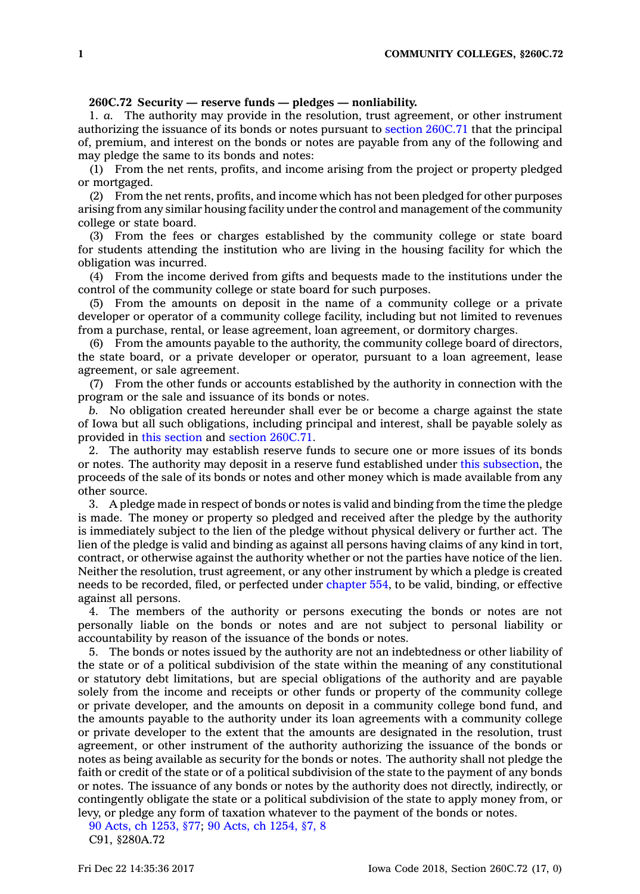**260C.72 Security — reserve funds — pledges — nonliability.**

1. *a.* The authority may provide in the resolution, trust agreement, or other instrument authorizing the issuance of its bonds or notes pursuant to section 260C.71 that the principal of, premium, and interest on the bonds or notes are payable from any of the following and may pledge the same to its bonds and notes:

(1) From the net rents, profits, and income arising from the project or property pledged or mortgaged.

(2) From the net rents, profits, and income which has not been pledged for other purposes arising from any similar housing facility under the control and management of the community college or state board.

(3) From the fees or charges established by the community college or state board for students attending the institution who are living in the housing facility for which the obligation was incurred.

(4) From the income derived from gifts and bequests made to the institutions under the control of the community college or state board for such purposes.

(5) From the amounts on deposit in the name of a community college or a private developer or operator of a community college facility, including but not limited to revenues from a purchase, rental, or lease agreement, loan agreement, or dormitory charges.

(6) From the amounts payable to the authority, the community college board of directors, the state board, or a private developer or operator, pursuant to a loan agreement, lease agreement, or sale agreement.

(7) From the other funds or accounts established by the authority in connection with the program or the sale and issuance of its bonds or notes.

*b.* No obligation created hereunder shall ever be or become a charge against the state of Iowa but all such obligations, including principal and interest, shall be payable solely as provided in this section and section 260C.71.

2. The authority may establish reserve funds to secure one or more issues of its bonds or notes. The authority may deposit in a reserve fund established under this subsection, the proceeds of the sale of its bonds or notes and other money which is made available from any other source.

3. A pledge made in respect of bonds or notes is valid and binding from the time the pledge is made. The money or property so pledged and received after the pledge by the authority is immediately subject to the lien of the pledge without physical delivery or further act. The lien of the pledge is valid and binding as against all persons having claims of any kind in tort, contract, or otherwise against the authority whether or not the parties have notice of the lien. Neither the resolution, trust agreement, or any other instrument by which a pledge is created needs to be recorded, filed, or perfected under chapter 554, to be valid, binding, or effective against all persons.

4. The members of the authority or persons executing the bonds or notes are not personally liable on the bonds or notes and are not subject to personal liability or accountability by reason of the issuance of the bonds or notes.

5. The bonds or notes issued by the authority are not an indebtedness or other liability of the state or of a political subdivision of the state within the meaning of any constitutional or statutory debt limitations, but are special obligations of the authority and are payable solely from the income and receipts or other funds or property of the community college or private developer, and the amounts on deposit in a community college bond fund, and the amounts payable to the authority under its loan agreements with a community college or private developer to the extent that the amounts are designated in the resolution, trust agreement, or other instrument of the authority authorizing the issuance of the bonds or notes as being available as security for the bonds or notes. The authority shall not pledge the faith or credit of the state or of a political subdivision of the state to the payment of any bonds or notes. The issuance of any bonds or notes by the authority does not directly, indirectly, or contingently obligate the state or a political subdivision of the state to apply money from, or levy, or pledge any form of taxation whatever to the payment of the bonds or notes.

90 Acts, ch 1253, §77; 90 Acts, ch 1254, §7, 8

C91, §280A.72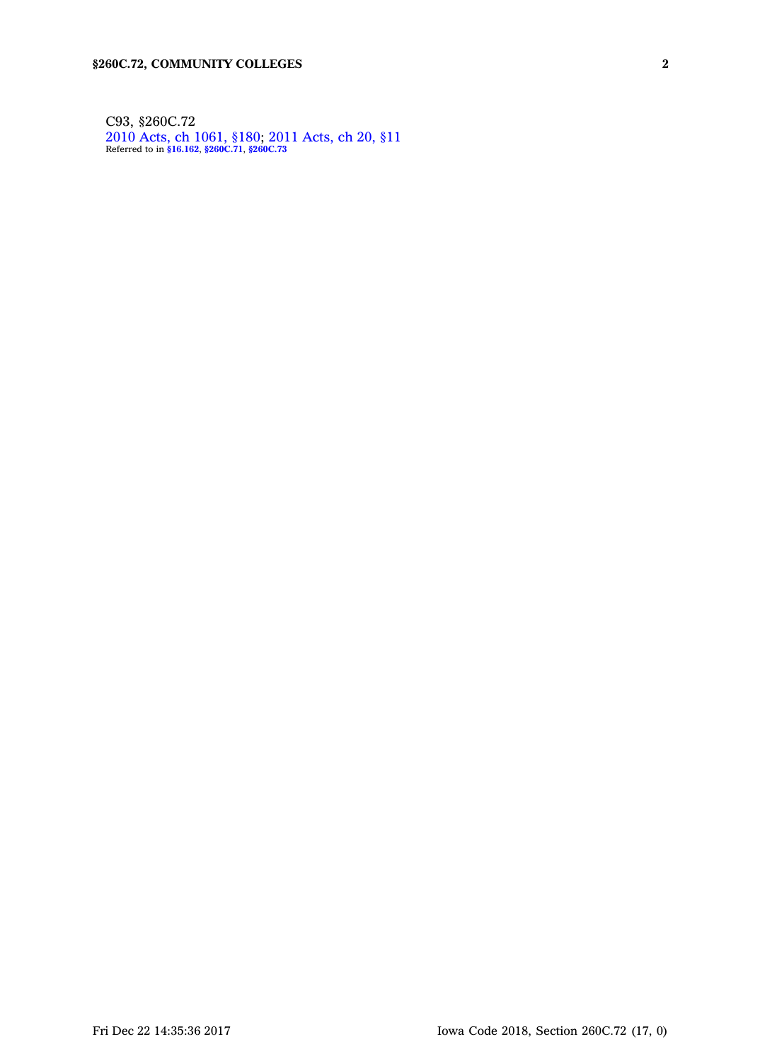C93, §260C.72

2010 Acts, ch 1061, §180; 2011 Acts, ch 20, §11

Referred to in **§16.162**, **§260C.71**, **§260C.73**